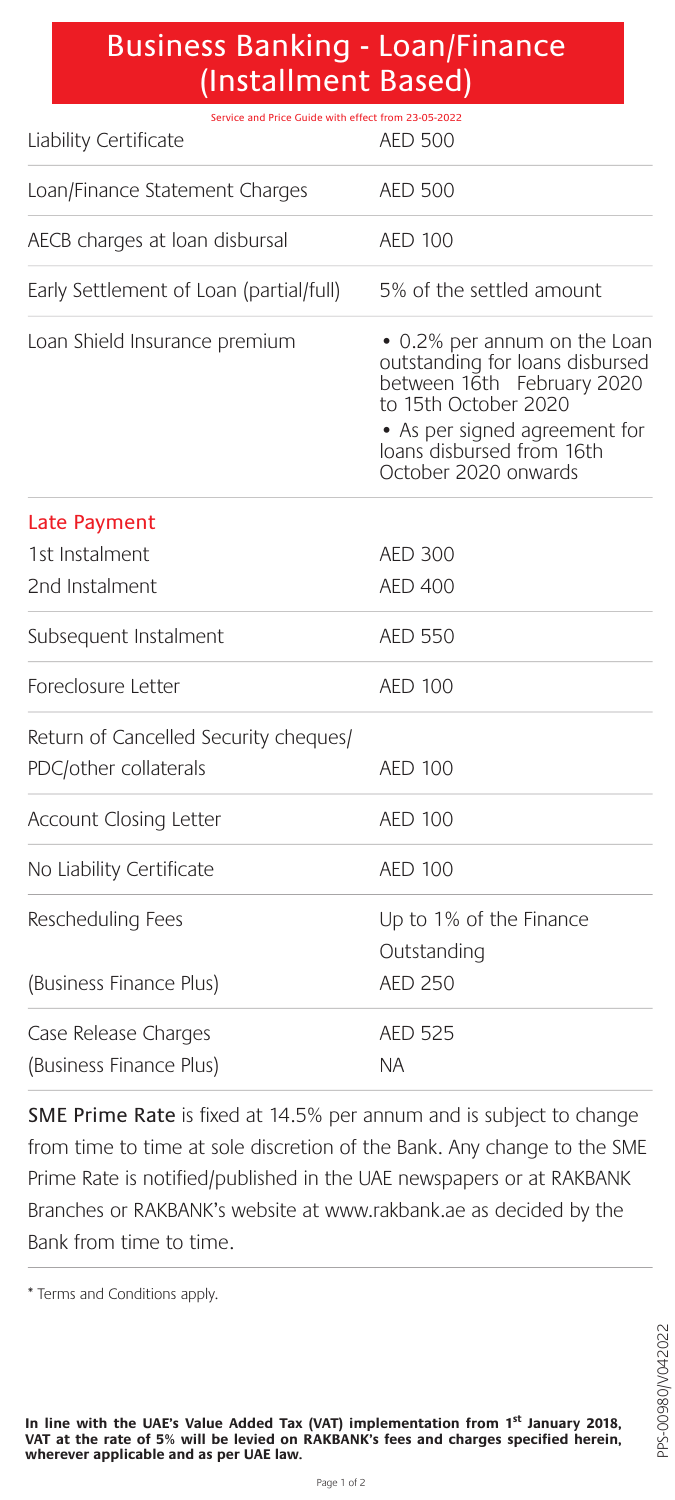# Business Banking - Loan/Finance (Installment Based)

Service and Price Guide with effect from 23-05-2022

| Service | Charge |
|---|---|
| Liability Certificate | AED 500 |
| Loan/Finance Statement Charges | AED 500 |
| AECB charges at loan disbursal | AED 100 |
| Early Settlement of Loan (partial/full) | 5% of the settled amount |
| Loan Shield Insurance premium | • 0.2% per annum on the Loan outstanding for loans disbursed between 16th February 2020 to 15th October 2020<br>• As per signed agreement for loans disbursed from 16th October 2020 onwards |
| **Late Payment** | |
| 1st Instalment | AED 300 |
| 2nd Instalment | AED 400 |
| Subsequent Instalment | AED 550 |
| Foreclosure Letter | AED 100 |
| Return of Cancelled Security cheques/ PDC/other collaterals | AED 100 |
| Account Closing Letter | AED 100 |
| No Liability Certificate | AED 100 |
| Rescheduling Fees | Up to 1% of the Finance Outstanding |
| (Business Finance Plus) | AED 250 |
| Case Release Charges | AED 525 |
| (Business Finance Plus) | NA |

**SME Prime Rate** is fixed at 14.5% per annum and is subject to change from time to time at sole discretion of the Bank. Any change to the SME Prime Rate is notified/published in the UAE newspapers or at RAKBANK Branches or RAKBANK's website at www.rakbank.ae as decided by the Bank from time to time.

* Terms and Conditions apply.

**In line with the UAE's Value Added Tax (VAT) implementation from 1st January 2018, VAT at the rate of 5% will be levied on RAKBANK's fees and charges specified herein, wherever applicable and as per UAE law.**

PPS-00980/V042022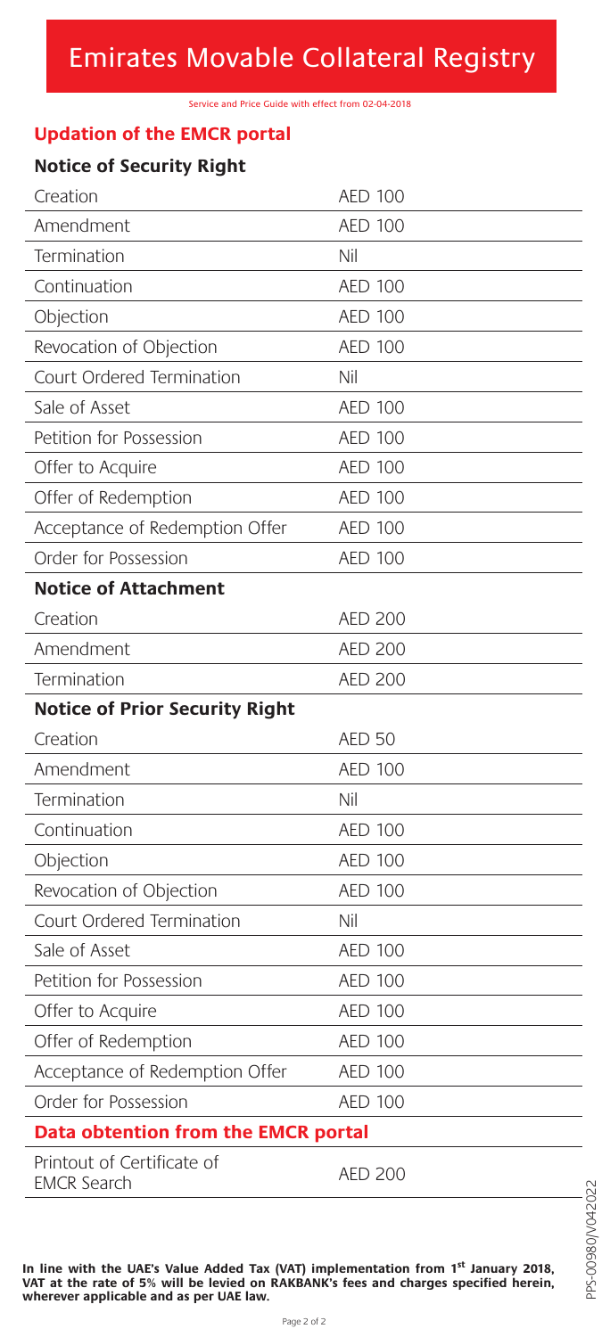# Emirates Movable Collateral Registry

Service and Price Guide with effect from 02-04-2018

## Updation of the EMCR portal

| | |
|---|---|
| **Notice of Security Right** | |
| Creation | AED 100 |
| Amendment | AED 100 |
| Termination | Nil |
| Continuation | AED 100 |
| Objection | AED 100 |
| Revocation of Objection | AED 100 |
| Court Ordered Termination | Nil |
| Sale of Asset | AED 100 |
| Petition for Possession | AED 100 |
| Offer to Acquire | AED 100 |
| Offer of Redemption | AED 100 |
| Acceptance of Redemption Offer | AED 100 |
| Order for Possession | AED 100 |
| **Notice of Attachment** | |
| Creation | AED 200 |
| Amendment | AED 200 |
| Termination | AED 200 |
| **Notice of Prior Security Right** | |
| Creation | AED 50 |
| Amendment | AED 100 |
| Termination | Nil |
| Continuation | AED 100 |
| Objection | AED 100 |
| Revocation of Objection | AED 100 |
| Court Ordered Termination | Nil |
| Sale of Asset | AED 100 |
| Petition for Possession | AED 100 |
| Offer to Acquire | AED 100 |
| Offer of Redemption | AED 100 |
| Acceptance of Redemption Offer | AED 100 |
| Order for Possession | AED 100 |

## Data obtention from the EMCR portal

| | |
|---|---|
| Printout of Certificate of EMCR Search | AED 200 |

**In line with the UAE's Value Added Tax (VAT) implementation from 1st January 2018, VAT at the rate of 5% will be levied on RAKBANK's fees and charges specified herein, wherever applicable and as per UAE law.**

PPS-00980/V042022